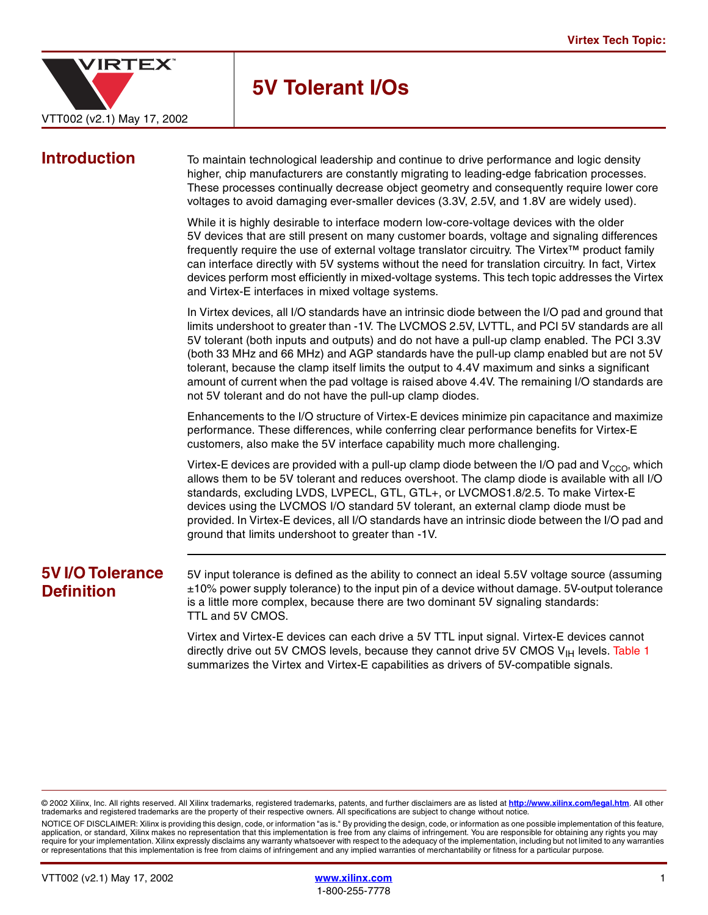Virtex Tech Topic:

# 5V Tolerant I/Os

VTT002 (v2.1) May 17, 2002

## Introduction

To maintain technological leadership and continue to drive performance and logic density higher, chip manufacturers are constantly migrating to leading-edge fabrication processes. These processes continually decrease object geometry and consequently require lower core voltages to avoid damaging ever-smaller devices (3.3V, 2.5V, and 1.8V are widely used).

While it is highly desirable to interface modern low-core-voltage devices with the older 5V devices that are still present on many customer boards, voltage and signaling differences frequently require the use of external voltage translator circuitry. The Virtex™ product family can interface directly with 5V systems without the need for translation circuitry. In fact, Virtex devices perform most efficiently in mixed-voltage systems. This tech topic addresses the Virtex and Virtex-E interfaces in mixed voltage systems.

In Virtex devices, all I/O standards have an intrinsic diode between the I/O pad and ground that limits undershoot to greater than -1V. The LVCMOS 2.5V, LVTTL, and PCI 5V standards are all 5V tolerant (both inputs and outputs) and do not have a pull-up clamp enabled. The PCI 3.3V (both 33 MHz and 66 MHz) and AGP standards have the pull-up clamp enabled but are not 5V tolerant, because the clamp itself limits the output to 4.4V maximum and sinks a significant amount of current when the pad voltage is raised above 4.4V. The remaining I/O standards are not 5V tolerant and do not have the pull-up clamp diodes.

Enhancements to the I/O structure of Virtex-E devices minimize pin capacitance and maximize performance. These differences, while conferring clear performance benefits for Virtex-E customers, also make the 5V interface capability much more challenging.

Virtex-E devices are provided with a pull-up clamp diode between the I/O pad and $V_{CCO}$, which allows them to be 5V tolerant and reduces overshoot. The clamp diode is available with all I/O standards, excluding LVDS, LVPECL, GTL, GTL+, or LVCMOS1.8/2.5. To make Virtex-E devices using the LVCMOS I/O standard 5V tolerant, an external clamp diode must be provided. In Virtex-E devices, all I/O standards have an intrinsic diode between the I/O pad and ground that limits undershoot to greater than -1V.

## 5V I/O Tolerance Definition

5V input tolerance is defined as the ability to connect an ideal 5.5V voltage source (assuming ±10% power supply tolerance) to the input pin of a device without damage. 5V-output tolerance is a little more complex, because there are two dominant 5V signaling standards: TTL and 5V CMOS.

Virtex and Virtex-E devices can each drive a 5V TTL input signal. Virtex-E devices cannot directly drive out 5V CMOS levels, because they cannot drive 5V CMOS $V_{IH}$ levels. Table 1 summarizes the Virtex and Virtex-E capabilities as drivers of 5V-compatible signals.

© 2002 Xilinx, Inc. All rights reserved. All Xilinx trademarks, registered trademarks, patents, and further disclaimers are as listed at http://www.xilinx.com/legal.htm. All other trademarks and registered trademarks are the property of their respective owners. All specifications are subject to change without notice.

NOTICE OF DISCLAIMER: Xilinx is providing this design, code, or information "as is." By providing the design, code, or information as one possible implementation of this feature, application, or standard, Xilinx makes no representation that this implementation is free from any claims of infringement. You are responsible for obtaining any rights you may require for your implementation. Xilinx expressly disclaims any warranty whatsoever with respect to the adequacy of the implementation, including but not limited to any warranties or representations that this implementation is free from claims of infringement and any implied warranties of merchantability or fitness for a particular purpose.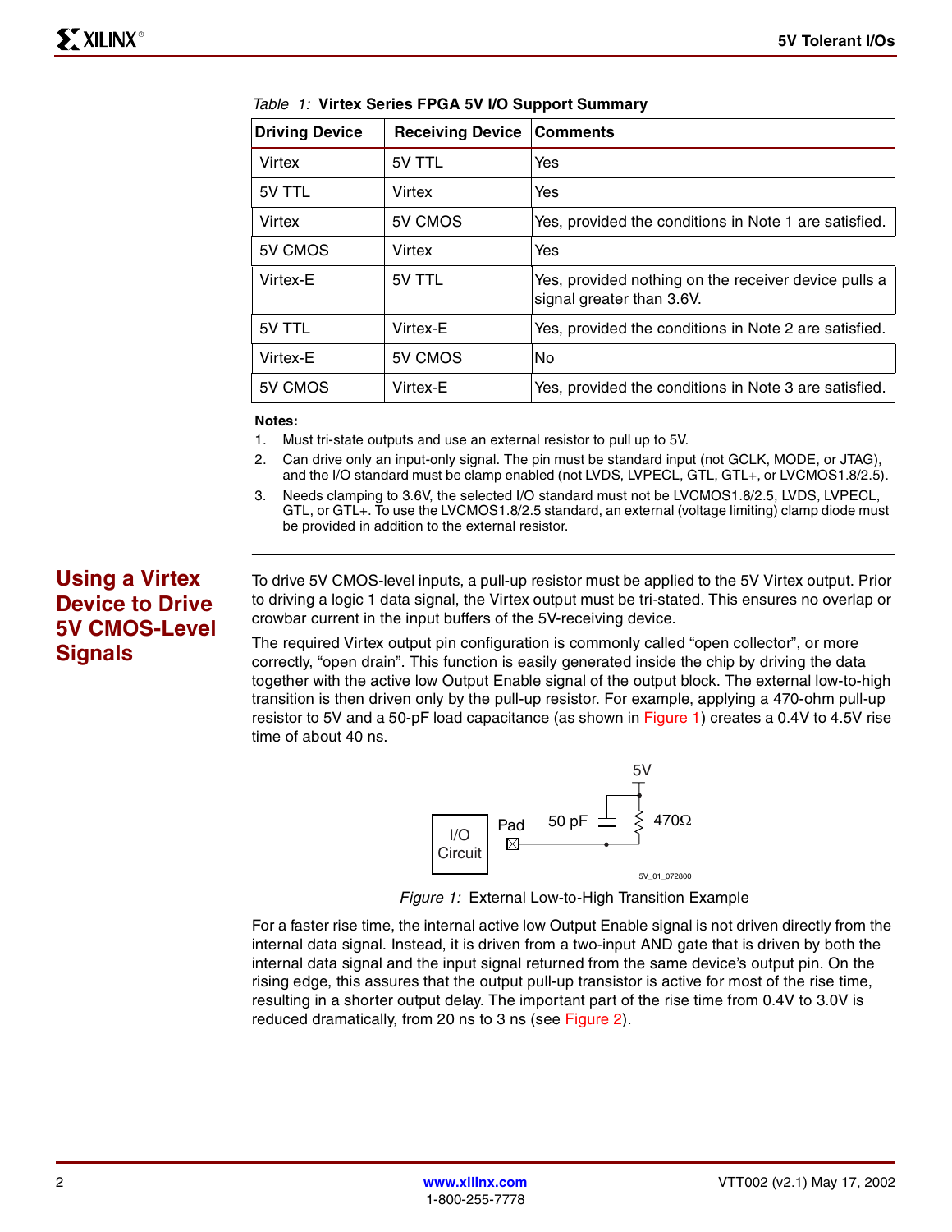*Table 1:* **Virtex Series FPGA 5V I/O Support Summary**

| Driving Device | Receiving Device | Comments |
|---|---|---|
| Virtex | 5V TTL | Yes |
| 5V TTL | Virtex | Yes |
| Virtex | 5V CMOS | Yes, provided the conditions in Note 1 are satisfied. |
| 5V CMOS | Virtex | Yes |
| Virtex-E | 5V TTL | Yes, provided nothing on the receiver device pulls a signal greater than 3.6V. |
| 5V TTL | Virtex-E | Yes, provided the conditions in Note 2 are satisfied. |
| Virtex-E | 5V CMOS | No |
| 5V CMOS | Virtex-E | Yes, provided the conditions in Note 3 are satisfied. |

**Notes:**

1. Must tri-state outputs and use an external resistor to pull up to 5V.
2. Can drive only an input-only signal. The pin must be standard input (not GCLK, MODE, or JTAG), and the I/O standard must be clamp enabled (not LVDS, LVPECL, GTL, GTL+, or LVCMOS1.8/2.5).
3. Needs clamping to 3.6V, the selected I/O standard must not be LVCMOS1.8/2.5, LVDS, LVPECL, GTL, or GTL+. To use the LVCMOS1.8/2.5 standard, an external (voltage limiting) clamp diode must be provided in addition to the external resistor.

## Using a Virtex Device to Drive 5V CMOS-Level Signals

To drive 5V CMOS-level inputs, a pull-up resistor must be applied to the 5V Virtex output. Prior to driving a logic 1 data signal, the Virtex output must be tri-stated. This ensures no overlap or crowbar current in the input buffers of the 5V-receiving device.

The required Virtex output pin configuration is commonly called "open collector", or more correctly, "open drain". This function is easily generated inside the chip by driving the data together with the active low Output Enable signal of the output block. The external low-to-high transition is then driven only by the pull-up resistor. For example, applying a 470-ohm pull-up resistor to 5V and a 50-pF load capacitance (as shown in Figure 1) creates a 0.4V to 4.5V rise time of about 40 ns.

*Figure 1:* External Low-to-High Transition Example

For a faster rise time, the internal active low Output Enable signal is not driven directly from the internal data signal. Instead, it is driven from a two-input AND gate that is driven by both the internal data signal and the input signal returned from the same device's output pin. On the rising edge, this assures that the output pull-up transistor is active for most of the rise time, resulting in a shorter output delay. The important part of the rise time from 0.4V to 3.0V is reduced dramatically, from 20 ns to 3 ns (see Figure 2).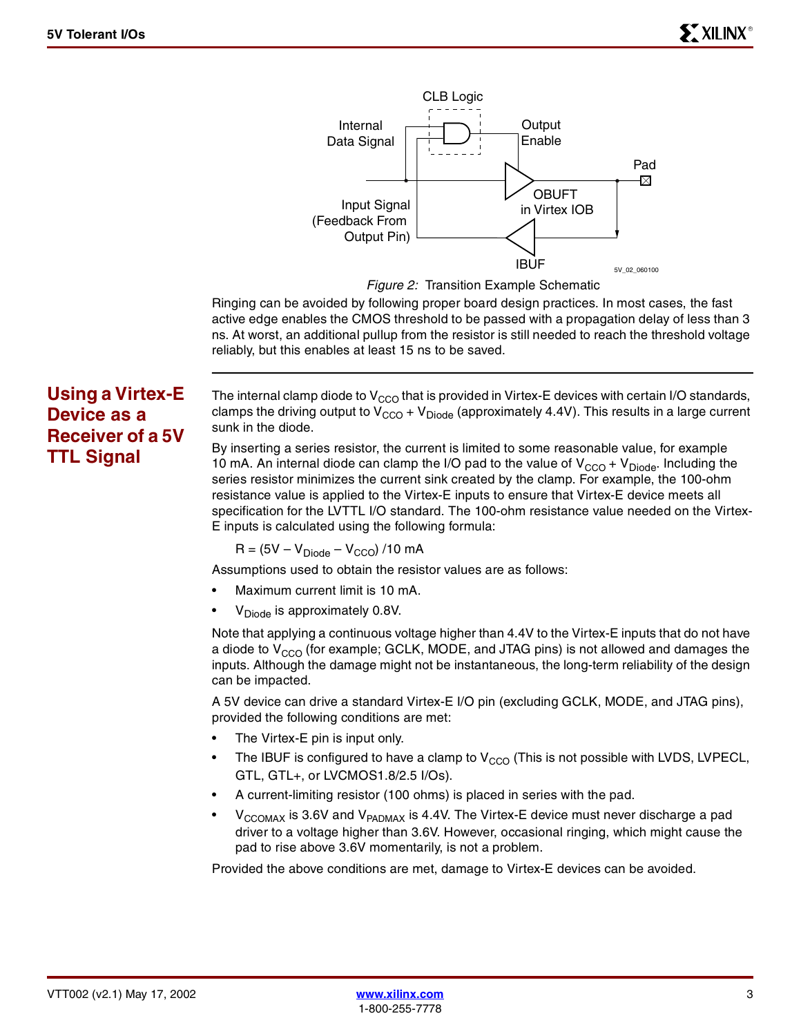*Figure 2:* Transition Example Schematic

Ringing can be avoided by following proper board design practices. In most cases, the fast active edge enables the CMOS threshold to be passed with a propagation delay of less than 3 ns. At worst, an additional pullup from the resistor is still needed to reach the threshold voltage reliably, but this enables at least 15 ns to be saved.

## Using a Virtex-E Device as a Receiver of a 5V TTL Signal

The internal clamp diode to $V_{CCO}$ that is provided in Virtex-E devices with certain I/O standards, clamps the driving output to $V_{CCO}$ + $V_{Diode}$ (approximately 4.4V). This results in a large current sunk in the diode.

By inserting a series resistor, the current is limited to some reasonable value, for example 10 mA. An internal diode can clamp the I/O pad to the value of $V_{CCO}$ + $V_{Diode}$. Including the series resistor minimizes the current sink created by the clamp. For example, the 100-ohm resistance value is applied to the Virtex-E inputs to ensure that Virtex-E device meets all specification for the LVTTL I/O standard. The 100-ohm resistance value needed on the Virtex-E inputs is calculated using the following formula:

$$R = (5V - V_{Diode} - V_{CCO}) / 10\ mA$$

Assumptions used to obtain the resistor values are as follows:

- Maximum current limit is 10 mA.
- $V_{Diode}$ is approximately 0.8V.

Note that applying a continuous voltage higher than 4.4V to the Virtex-E inputs that do not have a diode to $V_{CCO}$ (for example; GCLK, MODE, and JTAG pins) is not allowed and damages the inputs. Although the damage might not be instantaneous, the long-term reliability of the design can be impacted.

A 5V device can drive a standard Virtex-E I/O pin (excluding GCLK, MODE, and JTAG pins), provided the following conditions are met:

- The Virtex-E pin is input only.
- The IBUF is configured to have a clamp to $V_{CCO}$ (This is not possible with LVDS, LVPECL, GTL, GTL+, or LVCMOS1.8/2.5 I/Os).
- A current-limiting resistor (100 ohms) is placed in series with the pad.
- $V_{CCOMAX}$ is 3.6V and $V_{PADMAX}$ is 4.4V. The Virtex-E device must never discharge a pad driver to a voltage higher than 3.6V. However, occasional ringing, which might cause the pad to rise above 3.6V momentarily, is not a problem.

Provided the above conditions are met, damage to Virtex-E devices can be avoided.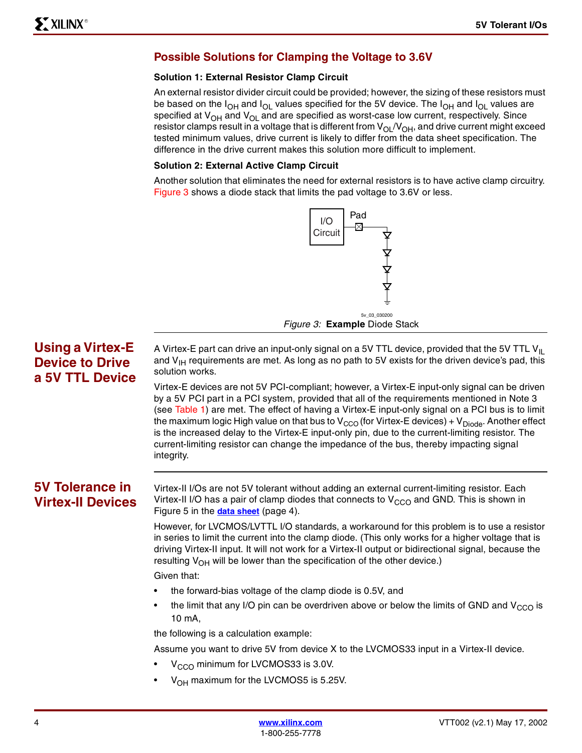## Possible Solutions for Clamping the Voltage to 3.6V

### Solution 1: External Resistor Clamp Circuit

An external resistor divider circuit could be provided; however, the sizing of these resistors must be based on the $I_{OH}$ and $I_{OL}$ values specified for the 5V device. The $I_{OH}$ and $I_{OL}$ values are specified at $V_{OH}$ and $V_{OL}$ and are specified as worst-case low current, respectively. Since resistor clamps result in a voltage that is different from $V_{OL}/V_{OH}$, and drive current might exceed tested minimum values, drive current is likely to differ from the data sheet specification. The difference in the drive current makes this solution more difficult to implement.

### Solution 2: External Active Clamp Circuit

Another solution that eliminates the need for external resistors is to have active clamp circuitry. Figure 3 shows a diode stack that limits the pad voltage to 3.6V or less.

I/O Circuit — Pad

5v_03_030200

*Figure 3:* **Example** Diode Stack

## Using a Virtex-E Device to Drive a 5V TTL Device

A Virtex-E part can drive an input-only signal on a 5V TTL device, provided that the 5V TTL $V_{IL}$ and $V_{IH}$ requirements are met. As long as no path to 5V exists for the driven device's pad, this solution works.

Virtex-E devices are not 5V PCI-compliant; however, a Virtex-E input-only signal can be driven by a 5V PCI part in a PCI system, provided that all of the requirements mentioned in Note 3 (see Table 1) are met. The effect of having a Virtex-E input-only signal on a PCI bus is to limit the maximum logic High value on that bus to $V_{CCO}$ (for Virtex-E devices) + $V_{Diode}$. Another effect is the increased delay to the Virtex-E input-only pin, due to the current-limiting resistor. The current-limiting resistor can change the impedance of the bus, thereby impacting signal integrity.

## 5V Tolerance in Virtex-II Devices

Virtex-II I/Os are not 5V tolerant without adding an external current-limiting resistor. Each Virtex-II I/O has a pair of clamp diodes that connects to $V_{CCO}$ and GND. This is shown in Figure 5 in the **data sheet** (page 4).

However, for LVCMOS/LVTTL I/O standards, a workaround for this problem is to use a resistor in series to limit the current into the clamp diode. (This only works for a higher voltage that is driving Virtex-II input. It will not work for a Virtex-II output or bidirectional signal, because the resulting $V_{OH}$ will be lower than the specification of the other device.)

Given that:

- the forward-bias voltage of the clamp diode is 0.5V, and
- the limit that any I/O pin can be overdriven above or below the limits of GND and $V_{CCO}$ is 10 mA,

the following is a calculation example:

Assume you want to drive 5V from device X to the LVCMOS33 input in a Virtex-II device.

- $V_{CCO}$ minimum for LVCMOS33 is 3.0V.
- $V_{OH}$ maximum for the LVCMOS5 is 5.25V.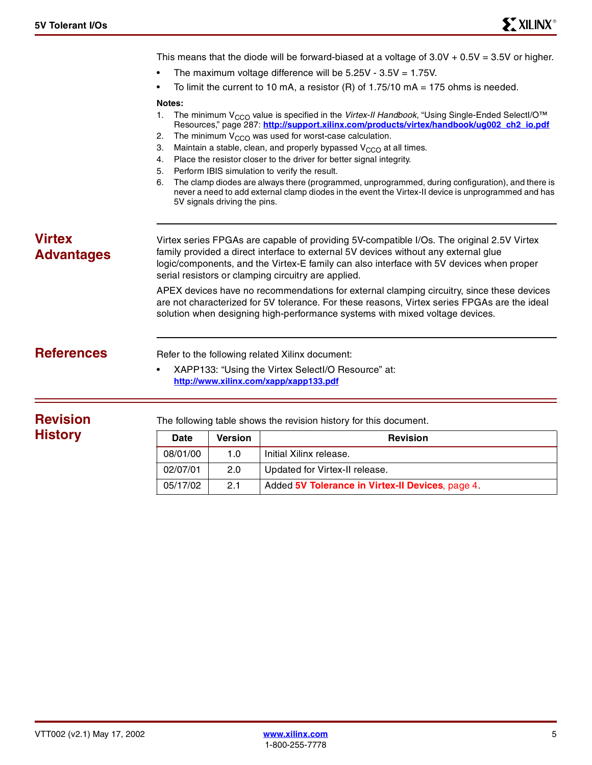This means that the diode will be forward-biased at a voltage of 3.0V + 0.5V = 3.5V or higher.

- The maximum voltage difference will be 5.25V - 3.5V = 1.75V.
- To limit the current to 10 mA, a resistor (R) of 1.75/10 mA = 175 ohms is needed.

**Notes:**

1. The minimum $V_{CCO}$ value is specified in the *Virtex-II Handbook*, "Using Single-Ended SelectI/O™ Resources," page 287: **http://support.xilinx.com/products/virtex/handbook/ug002_ch2_io.pdf**
2. The minimum $V_{CCO}$ was used for worst-case calculation.
3. Maintain a stable, clean, and properly bypassed $V_{CCO}$ at all times.
4. Place the resistor closer to the driver for better signal integrity.
5. Perform IBIS simulation to verify the result.
6. The clamp diodes are always there (programmed, unprogrammed, during configuration), and there is never a need to add external clamp diodes in the event the Virtex-II device is unprogrammed and has 5V signals driving the pins.

## Virtex Advantages

Virtex series FPGAs are capable of providing 5V-compatible I/Os. The original 2.5V Virtex family provided a direct interface to external 5V devices without any external glue logic/components, and the Virtex-E family can also interface with 5V devices when proper serial resistors or clamping circuitry are applied.

APEX devices have no recommendations for external clamping circuitry, since these devices are not characterized for 5V tolerance. For these reasons, Virtex series FPGAs are the ideal solution when designing high-performance systems with mixed voltage devices.

## References

Refer to the following related Xilinx document:

- XAPP133: "Using the Virtex SelectI/O Resource" at: **http://www.xilinx.com/xapp/xapp133.pdf**

## Revision History

The following table shows the revision history for this document.

| Date | Version | Revision |
|---|---|---|
| 08/01/00 | 1.0 | Initial Xilinx release. |
| 02/07/01 | 2.0 | Updated for Virtex-II release. |
| 05/17/02 | 2.1 | Added **5V Tolerance in Virtex-II Devices**, page 4. |